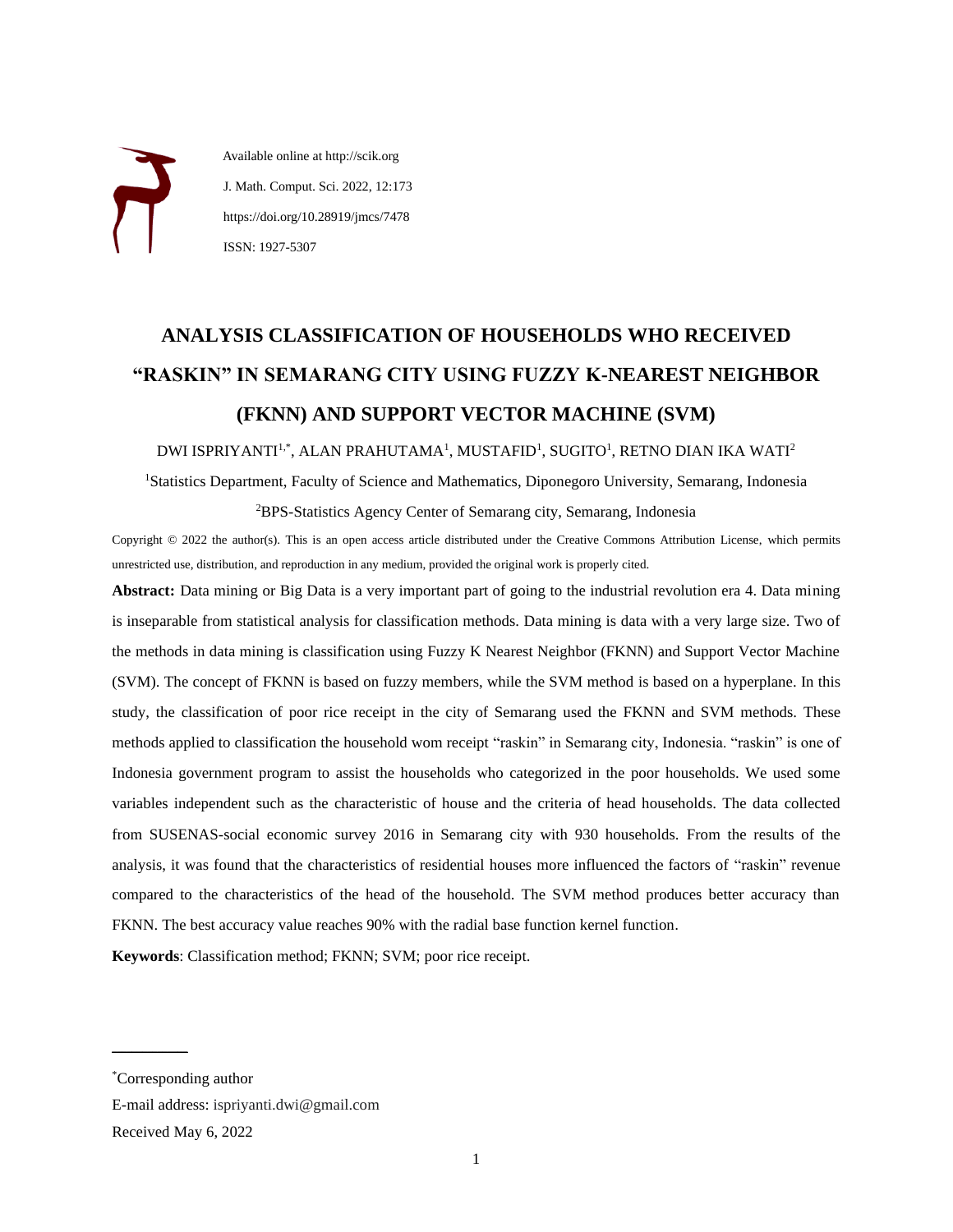Available online at http://scik.org

J. Math. Comput. Sci. 2022, 12:173

https://doi.org/10.28919/jmcs/7478

ISSN: 1927-5307

# ANALYSIS CLASSIFICATION OF HOUSEHOLDS WHO RECEIVED "RASKIN" IN SEMARANG CITY USING FUZZY K-NEAREST NEIGHBOR (FKNN) AND SUPPORT VECTOR MACHINE (SVM)

DWI ISPRIYANTI[1,*], ALAN PRAHUTAMA[1], MUSTAFID[1], SUGITO[1], RETNO DIAN IKA WATI[2]

[1]Statistics Department, Faculty of Science and Mathematics, Diponegoro University, Semarang, Indonesia

[2]BPS-Statistics Agency Center of Semarang city, Semarang, Indonesia

Copyright © 2022 the author(s). This is an open access article distributed under the Creative Commons Attribution License, which permits unrestricted use, distribution, and reproduction in any medium, provided the original work is properly cited.

**Abstract:** Data mining or Big Data is a very important part of going to the industrial revolution era 4. Data mining is inseparable from statistical analysis for classification methods. Data mining is data with a very large size. Two of the methods in data mining is classification using Fuzzy K Nearest Neighbor (FKNN) and Support Vector Machine (SVM). The concept of FKNN is based on fuzzy members, while the SVM method is based on a hyperplane. In this study, the classification of poor rice receipt in the city of Semarang used the FKNN and SVM methods. These methods applied to classification the household wom receipt "raskin" in Semarang city, Indonesia. "raskin" is one of Indonesia government program to assist the households who categorized in the poor households. We used some variables independent such as the characteristic of house and the criteria of head households. The data collected from SUSENAS-social economic survey 2016 in Semarang city with 930 households. From the results of the analysis, it was found that the characteristics of residential houses more influenced the factors of "raskin" revenue compared to the characteristics of the head of the household. The SVM method produces better accuracy than FKNN. The best accuracy value reaches 90% with the radial base function kernel function.

**Keywords**: Classification method; FKNN; SVM; poor rice receipt.

---

[*]Corresponding author

E-mail address: ispriyanti.dwi@gmail.com

Received May 6, 2022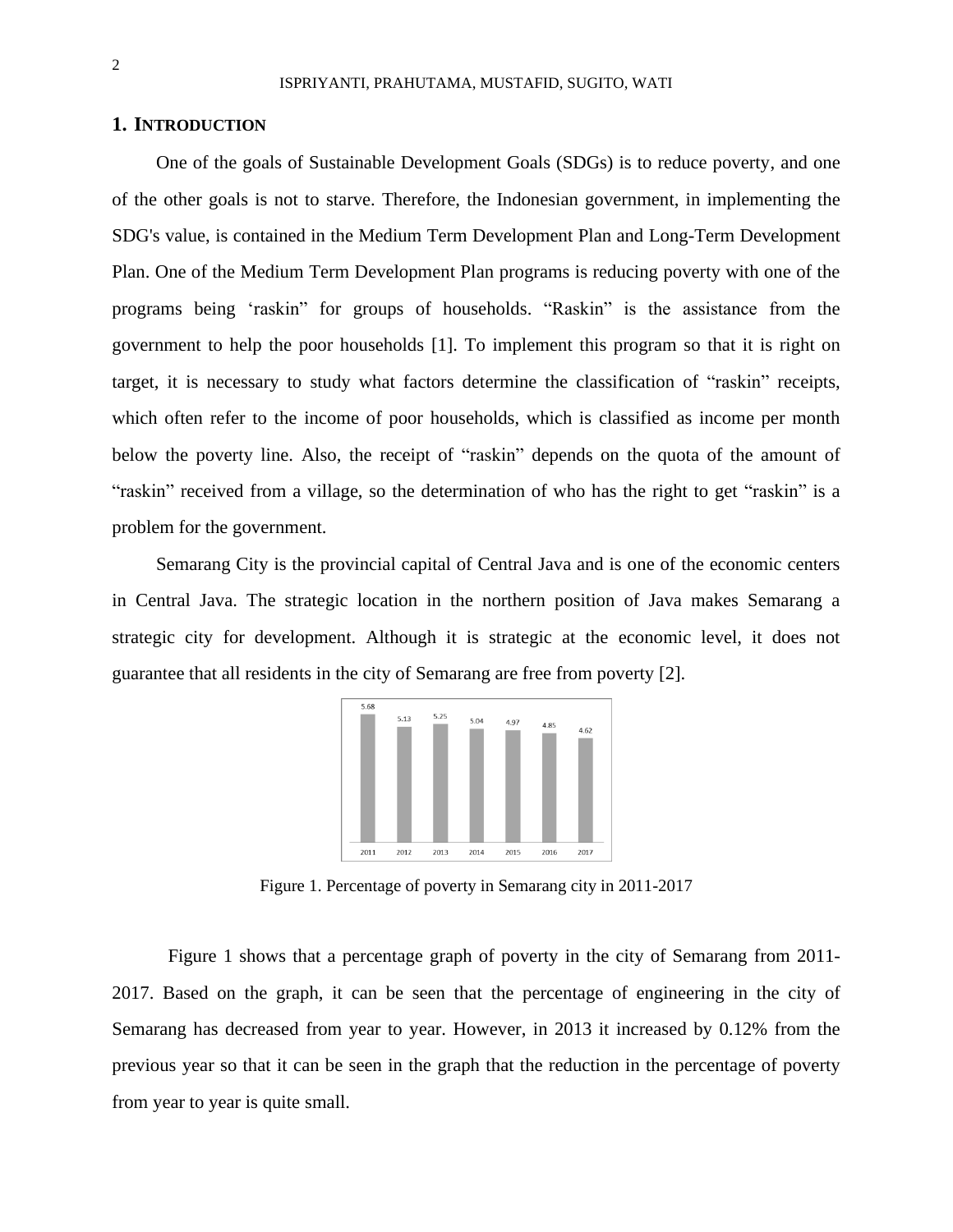## 1. INTRODUCTION

One of the goals of Sustainable Development Goals (SDGs) is to reduce poverty, and one of the other goals is not to starve. Therefore, the Indonesian government, in implementing the SDG's value, is contained in the Medium Term Development Plan and Long-Term Development Plan. One of the Medium Term Development Plan programs is reducing poverty with one of the programs being ‘raskin” for groups of households. “Raskin” is the assistance from the government to help the poor households [1]. To implement this program so that it is right on target, it is necessary to study what factors determine the classification of “raskin” receipts, which often refer to the income of poor households, which is classified as income per month below the poverty line. Also, the receipt of “raskin” depends on the quota of the amount of “raskin” received from a village, so the determination of who has the right to get “raskin” is a problem for the government.

Semarang City is the provincial capital of Central Java and is one of the economic centers in Central Java. The strategic location in the northern position of Java makes Semarang a strategic city for development. Although it is strategic at the economic level, it does not guarantee that all residents in the city of Semarang are free from poverty [2].

Figure 1. Percentage of poverty in Semarang city in 2011-2017

Figure 1 shows that a percentage graph of poverty in the city of Semarang from 2011-2017. Based on the graph, it can be seen that the percentage of engineering in the city of Semarang has decreased from year to year. However, in 2013 it increased by 0.12% from the previous year so that it can be seen in the graph that the reduction in the percentage of poverty from year to year is quite small.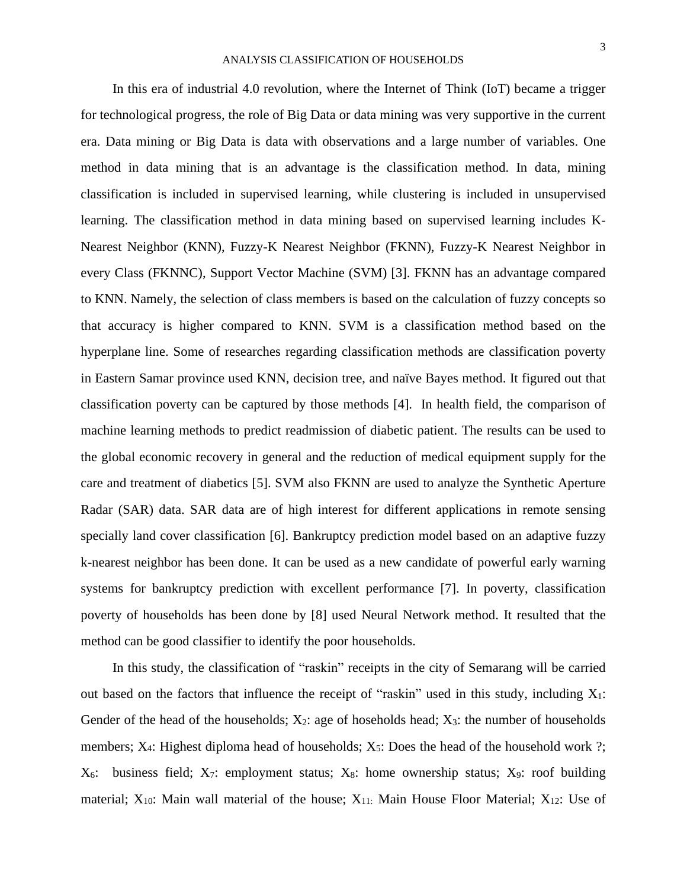In this era of industrial 4.0 revolution, where the Internet of Think (IoT) became a trigger for technological progress, the role of Big Data or data mining was very supportive in the current era. Data mining or Big Data is data with observations and a large number of variables. One method in data mining that is an advantage is the classification method. In data, mining classification is included in supervised learning, while clustering is included in unsupervised learning. The classification method in data mining based on supervised learning includes K-Nearest Neighbor (KNN), Fuzzy-K Nearest Neighbor (FKNN), Fuzzy-K Nearest Neighbor in every Class (FKNNC), Support Vector Machine (SVM) [3]. FKNN has an advantage compared to KNN. Namely, the selection of class members is based on the calculation of fuzzy concepts so that accuracy is higher compared to KNN. SVM is a classification method based on the hyperplane line. Some of researches regarding classification methods are classification poverty in Eastern Samar province used KNN, decision tree, and naïve Bayes method. It figured out that classification poverty can be captured by those methods [4]. In health field, the comparison of machine learning methods to predict readmission of diabetic patient. The results can be used to the global economic recovery in general and the reduction of medical equipment supply for the care and treatment of diabetics [5]. SVM also FKNN are used to analyze the Synthetic Aperture Radar (SAR) data. SAR data are of high interest for different applications in remote sensing specially land cover classification [6]. Bankruptcy prediction model based on an adaptive fuzzy k-nearest neighbor has been done. It can be used as a new candidate of powerful early warning systems for bankruptcy prediction with excellent performance [7]. In poverty, classification poverty of households has been done by [8] used Neural Network method. It resulted that the method can be good classifier to identify the poor households.

In this study, the classification of "raskin" receipts in the city of Semarang will be carried out based on the factors that influence the receipt of "raskin" used in this study, including $X_1$: Gender of the head of the households; $X_2$: age of hoseholds head; $X_3$: the number of households members; $X_4$: Highest diploma head of households; $X_5$: Does the head of the household work ?; $X_6$: business field; $X_7$: employment status; $X_8$: home ownership status; $X_9$: roof building material; $X_{10}$: Main wall material of the house; $X_{11:}$ Main House Floor Material; $X_{12}$: Use of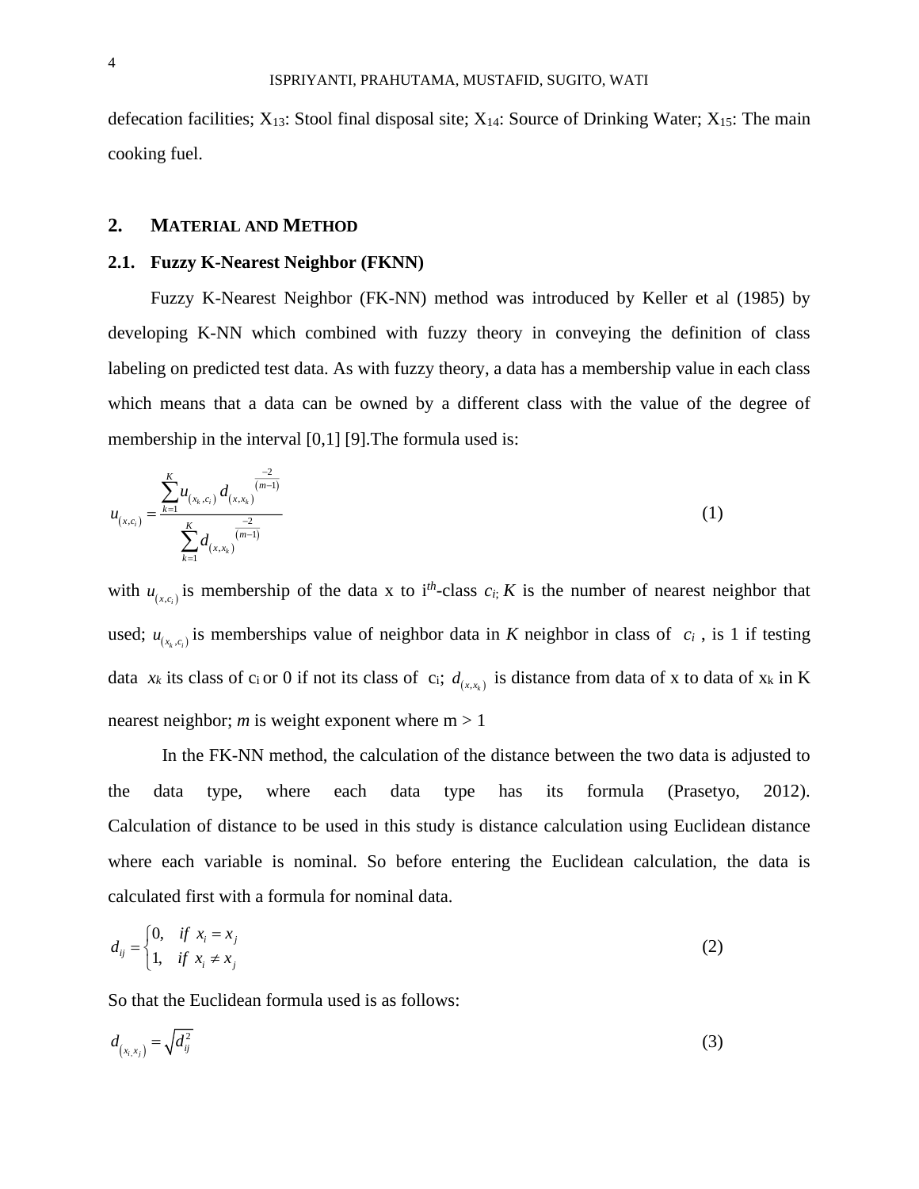defecation facilities; $X_{13}$: Stool final disposal site; $X_{14}$: Source of Drinking Water; $X_{15}$: The main cooking fuel.

## 2. MATERIAL AND METHOD

### 2.1. Fuzzy K-Nearest Neighbor (FKNN)

Fuzzy K-Nearest Neighbor (FK-NN) method was introduced by Keller et al (1985) by developing K-NN which combined with fuzzy theory in conveying the definition of class labeling on predicted test data. As with fuzzy theory, a data has a membership value in each class which means that a data can be owned by a different class with the value of the degree of membership in the interval [0,1] [9].The formula used is:

$$u_{(x,c_i)} = \frac{\sum_{k=1}^{K} u_{(x_k,c_i)} \, d_{(x,x_k)}^{\frac{-2}{(m-1)}}}{\sum_{k=1}^{K} d_{(x,x_k)}^{\frac{-2}{(m-1)}}} \tag{1}$$

with $u_{(x,c_i)}$ is membership of the data x to i$^{th}$-class $c_i$; $K$ is the number of nearest neighbor that used; $u_{(x_k,c_i)}$ is memberships value of neighbor data in $K$ neighbor in class of $c_i$ , is 1 if testing data $x_k$ its class of $c_i$ or 0 if not its class of $c_i$; $d_{(x,x_k)}$ is distance from data of x to data of $x_k$ in K nearest neighbor; $m$ is weight exponent where $m > 1$

In the FK-NN method, the calculation of the distance between the two data is adjusted to the data type, where each data type has its formula (Prasetyo, 2012). Calculation of distance to be used in this study is distance calculation using Euclidean distance where each variable is nominal. So before entering the Euclidean calculation, the data is calculated first with a formula for nominal data.

$$d_{ij} = \begin{cases} 0, & if \;\; x_i = x_j \\ 1, & if \;\; x_i \neq x_j \end{cases} \tag{2}$$

So that the Euclidean formula used is as follows:

$$d_{(x_i,x_j)} = \sqrt{d_{ij}^2} \tag{3}$$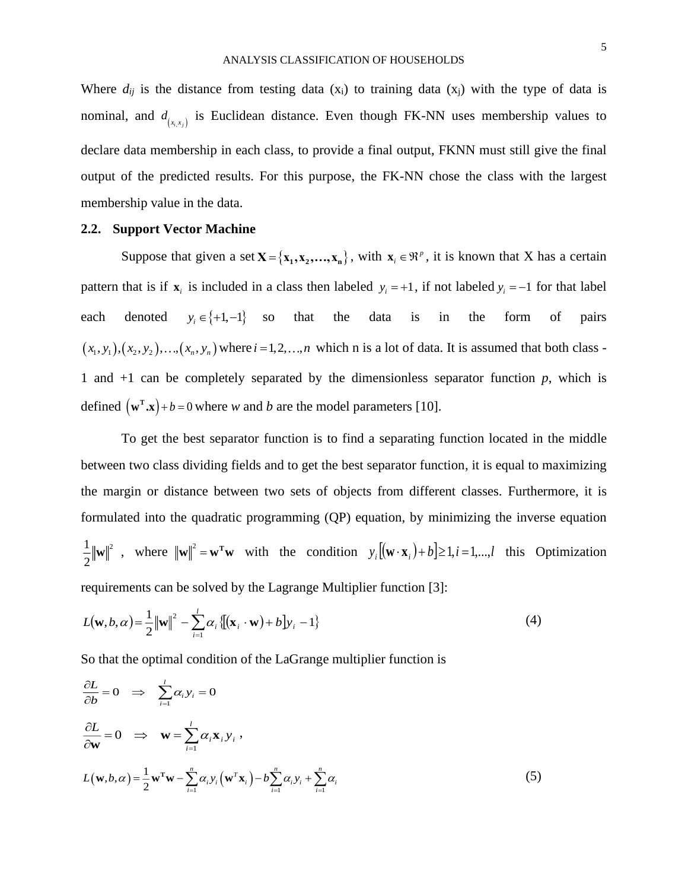Where $d_{ij}$ is the distance from testing data ($x_i$) to training data ($x_j$) with the type of data is nominal, and $d_{(x_i, x_j)}$ is Euclidean distance. Even though FK-NN uses membership values to declare data membership in each class, to provide a final output, FKNN must still give the final output of the predicted results. For this purpose, the FK-NN chose the class with the largest membership value in the data.

## 2.2. Support Vector Machine

Suppose that given a set $\mathbf{X} = \{\mathbf{x_1}, \mathbf{x_2}, \ldots, \mathbf{x_n}\}$, with $\mathbf{x}_i \in \Re^p$, it is known that X has a certain pattern that is if $\mathbf{x}_i$ is included in a class then labeled $y_i = +1$, if not labeled $y_i = -1$ for that label each denoted $y_i \in \{+1, -1\}$ so that the data is in the form of pairs $(x_1, y_1), (x_2, y_2), \ldots, (x_n, y_n)$ where $i = 1, 2, \ldots, n$ which n is a lot of data. It is assumed that both class -1 and +1 can be completely separated by the dimensionless separator function *p*, which is defined $(\mathbf{w}^\mathbf{T}.\mathbf{x}) + b = 0$ where *w* and *b* are the model parameters [10].

To get the best separator function is to find a separating function located in the middle between two class dividing fields and to get the best separator function, it is equal to maximizing the margin or distance between two sets of objects from different classes. Furthermore, it is formulated into the quadratic programming (QP) equation, by minimizing the inverse equation $\frac{1}{2}\|\mathbf{w}\|^2$, where $\|\mathbf{w}\|^2 = \mathbf{w}^\mathbf{T}\mathbf{w}$ with the condition $y_i[(\mathbf{w} \cdot \mathbf{x}_i) + b] \geq 1, i = 1, \ldots, l$ this Optimization requirements can be solved by the Lagrange Multiplier function [3]:

$$L(\mathbf{w}, b, \alpha) = \frac{1}{2}\|\mathbf{w}\|^2 - \sum_{i=1}^{l} \alpha_i \{[(\mathbf{x}_i \cdot \mathbf{w}) + b]y_i - 1\} \tag{4}$$

So that the optimal condition of the LaGrange multiplier function is

$$\frac{\partial L}{\partial b} = 0 \quad \Rightarrow \quad \sum_{i=1}^{l} \alpha_i y_i = 0$$

$$\frac{\partial L}{\partial \mathbf{w}} = 0 \quad \Rightarrow \quad \mathbf{w} = \sum_{i=1}^{l} \alpha_i \mathbf{x}_i y_i \ ,$$

$$L(\mathbf{w}, b, \alpha) = \frac{1}{2}\mathbf{w}^\mathbf{T}\mathbf{w} - \sum_{i=1}^{n} \alpha_i y_i \left(\mathbf{w}^T \mathbf{x}_i\right) - b\sum_{i=1}^{n} \alpha_i y_i + \sum_{i=1}^{n} \alpha_i \tag{5}$$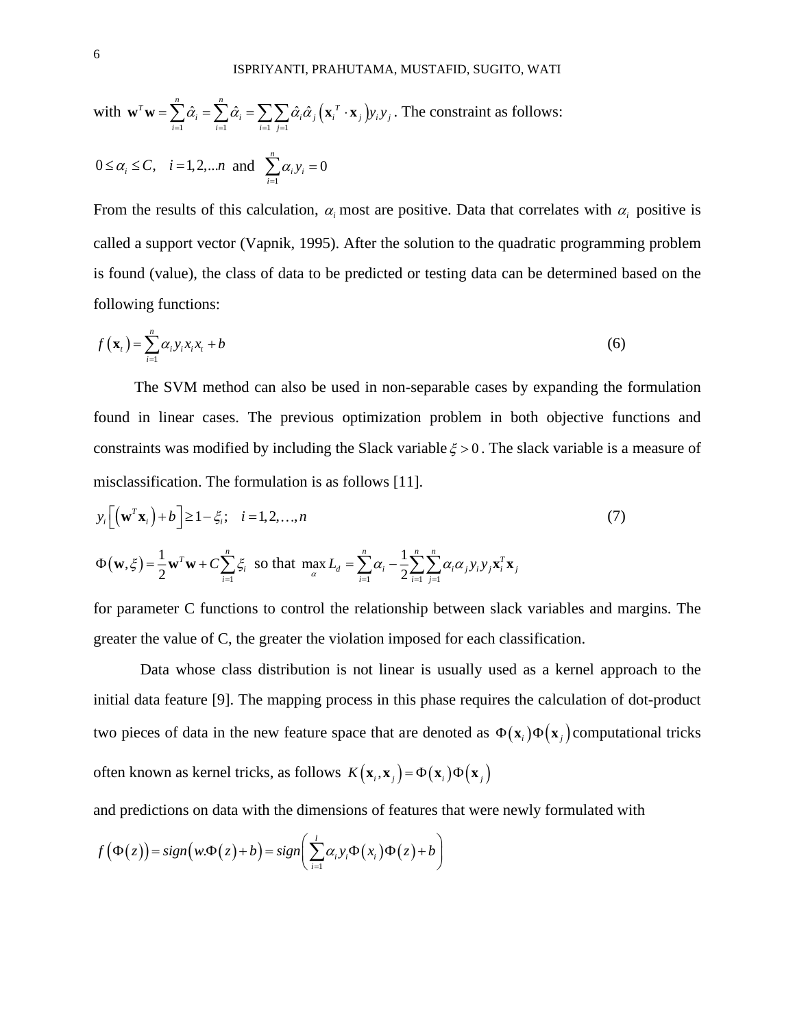with $\mathbf{w}^T\mathbf{w} = \sum_{i=1}^{n}\hat{\alpha}_i = \sum_{i=1}^{n}\hat{\alpha}_i = \sum_{i=1}\sum_{j=1}\hat{\alpha}_i\hat{\alpha}_j\left(\mathbf{x}_i^T \cdot \mathbf{x}_j\right)y_i y_j$. The constraint as follows:

$0 \le \alpha_i \le C, \quad i = 1,2,...n$ and $\sum_{i=1}^{n}\alpha_i y_i = 0$

From the results of this calculation, $\alpha_i$ most are positive. Data that correlates with $\alpha_i$ positive is called a support vector (Vapnik, 1995). After the solution to the quadratic programming problem is found (value), the class of data to be predicted or testing data can be determined based on the following functions:

$$f\left(\mathbf{x}_t\right) = \sum_{i=1}^{n}\alpha_i y_i x_i x_t + b \tag{6}$$

The SVM method can also be used in non-separable cases by expanding the formulation found in linear cases. The previous optimization problem in both objective functions and constraints was modified by including the Slack variable $\xi > 0$. The slack variable is a measure of misclassification. The formulation is as follows [11].

$$y_i\left[\left(\mathbf{w}^T\mathbf{x}_i\right) + b\right] \ge 1 - \xi_i; \quad i = 1,2,\ldots,n \tag{7}$$

$$\Phi\left(\mathbf{w},\xi\right) = \frac{1}{2}\mathbf{w}^T\mathbf{w} + C\sum_{i=1}^{n}\xi_i \text{ so that } \max_{\alpha} L_d = \sum_{i=1}^{n}\alpha_i - \frac{1}{2}\sum_{i=1}^{n}\sum_{j=1}^{n}\alpha_i\alpha_j y_i y_j \mathbf{x}_i^T\mathbf{x}_j$$

for parameter C functions to control the relationship between slack variables and margins. The greater the value of C, the greater the violation imposed for each classification.

Data whose class distribution is not linear is usually used as a kernel approach to the initial data feature [9]. The mapping process in this phase requires the calculation of dot-product two pieces of data in the new feature space that are denoted as $\Phi\left(\mathbf{x}_i\right)\Phi\left(\mathbf{x}_j\right)$ computational tricks often known as kernel tricks, as follows $K\left(\mathbf{x}_i,\mathbf{x}_j\right) = \Phi\left(\mathbf{x}_i\right)\Phi\left(\mathbf{x}_j\right)$

and predictions on data with the dimensions of features that were newly formulated with

$$f\left(\Phi(z)\right) = sign\left(w.\Phi(z) + b\right) = sign\left(\sum_{i=1}^{l}\alpha_i y_i \Phi\left(x_i\right)\Phi(z) + b\right)$$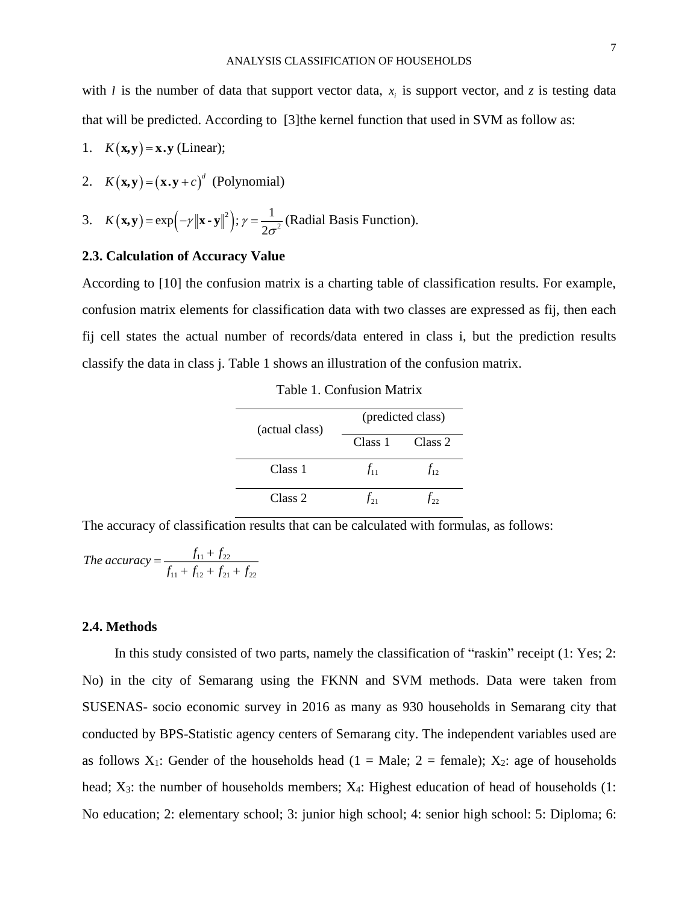with $l$ is the number of data that support vector data, $x_i$ is support vector, and $z$ is testing data that will be predicted. According to [3]the kernel function that used in SVM as follow as:

1. $K(\mathbf{x},\mathbf{y}) = \mathbf{x}.\mathbf{y}$ (Linear);
2. $K(\mathbf{x},\mathbf{y}) = (\mathbf{x}.\mathbf{y} + c)^d$ (Polynomial)
3. $K(\mathbf{x},\mathbf{y}) = \exp\left(-\gamma\|\mathbf{x} - \mathbf{y}\|^2\right); \gamma = \frac{1}{2\sigma^2}$ (Radial Basis Function).

### 2.3. Calculation of Accuracy Value

According to [10] the confusion matrix is a charting table of classification results. For example, confusion matrix elements for classification data with two classes are expressed as fij, then each fij cell states the actual number of records/data entered in class i, but the prediction results classify the data in class j. Table 1 shows an illustration of the confusion matrix.

Table 1. Confusion Matrix

| (actual class) | (predicted class) | |
|---|---|---|
| | Class 1 | Class 2 |
| Class 1 | $f_{11}$ | $f_{12}$ |
| Class 2 | $f_{21}$ | $f_{22}$ |

The accuracy of classification results that can be calculated with formulas, as follows:

$$\textit{The accuracy} = \frac{f_{11} + f_{22}}{f_{11} + f_{12} + f_{21} + f_{22}}$$

### 2.4. Methods

In this study consisted of two parts, namely the classification of "raskin" receipt (1: Yes; 2: No) in the city of Semarang using the FKNN and SVM methods. Data were taken from SUSENAS- socio economic survey in 2016 as many as 930 households in Semarang city that conducted by BPS-Statistic agency centers of Semarang city. The independent variables used are as follows $X_1$: Gender of the households head (1 = Male; 2 = female); $X_2$: age of households head; $X_3$: the number of households members; $X_4$: Highest education of head of households (1: No education; 2: elementary school; 3: junior high school; 4: senior high school: 5: Diploma; 6: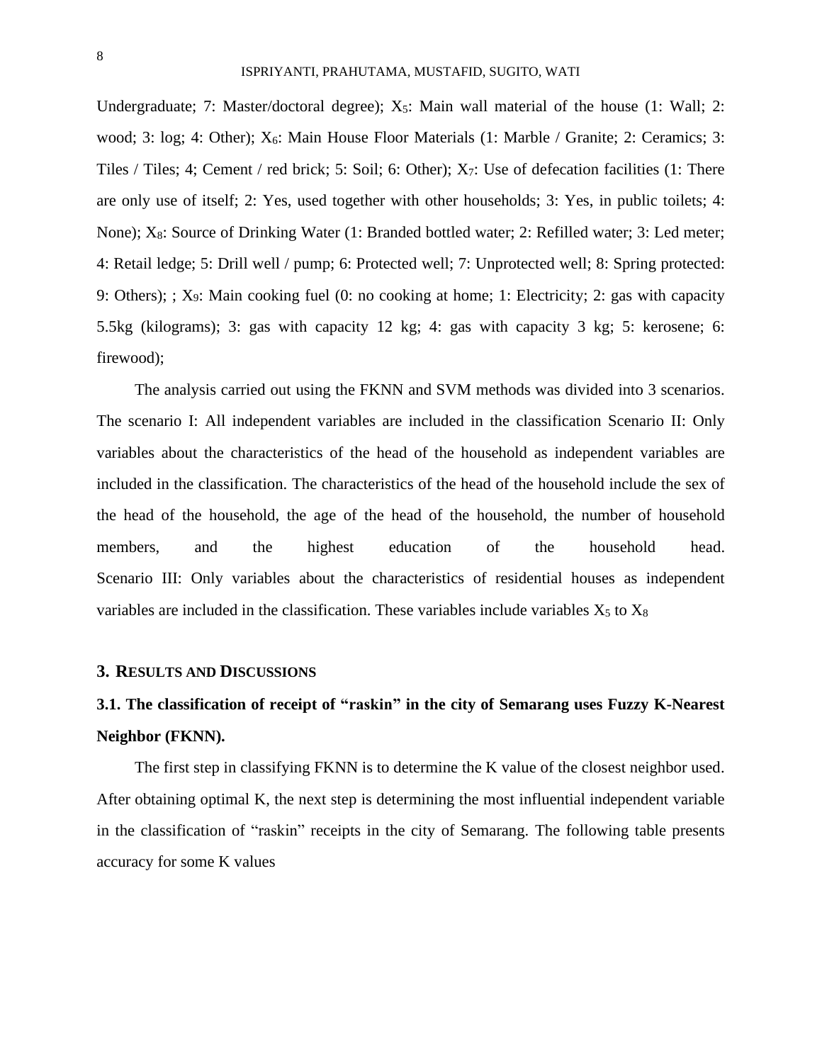Undergraduate; 7: Master/doctoral degree); $X_5$: Main wall material of the house (1: Wall; 2: wood; 3: log; 4: Other); $X_6$: Main House Floor Materials (1: Marble / Granite; 2: Ceramics; 3: Tiles / Tiles; 4; Cement / red brick; 5: Soil; 6: Other); $X_7$: Use of defecation facilities (1: There are only use of itself; 2: Yes, used together with other households; 3: Yes, in public toilets; 4: None); $X_8$: Source of Drinking Water (1: Branded bottled water; 2: Refilled water; 3: Led meter; 4: Retail ledge; 5: Drill well / pump; 6: Protected well; 7: Unprotected well; 8: Spring protected: 9: Others); ; $X_9$: Main cooking fuel (0: no cooking at home; 1: Electricity; 2: gas with capacity 5.5kg (kilograms); 3: gas with capacity 12 kg; 4: gas with capacity 3 kg; 5: kerosene; 6: firewood);

The analysis carried out using the FKNN and SVM methods was divided into 3 scenarios. The scenario I: All independent variables are included in the classification Scenario II: Only variables about the characteristics of the head of the household as independent variables are included in the classification. The characteristics of the head of the household include the sex of the head of the household, the age of the head of the household, the number of household members, and the highest education of the household head.
Scenario III: Only variables about the characteristics of residential houses as independent variables are included in the classification. These variables include variables $X_5$ to $X_8$

## 3. RESULTS AND DISCUSSIONS

### 3.1. The classification of receipt of "raskin" in the city of Semarang uses Fuzzy K-Nearest Neighbor (FKNN).

The first step in classifying FKNN is to determine the K value of the closest neighbor used. After obtaining optimal K, the next step is determining the most influential independent variable in the classification of "raskin" receipts in the city of Semarang. The following table presents accuracy for some K values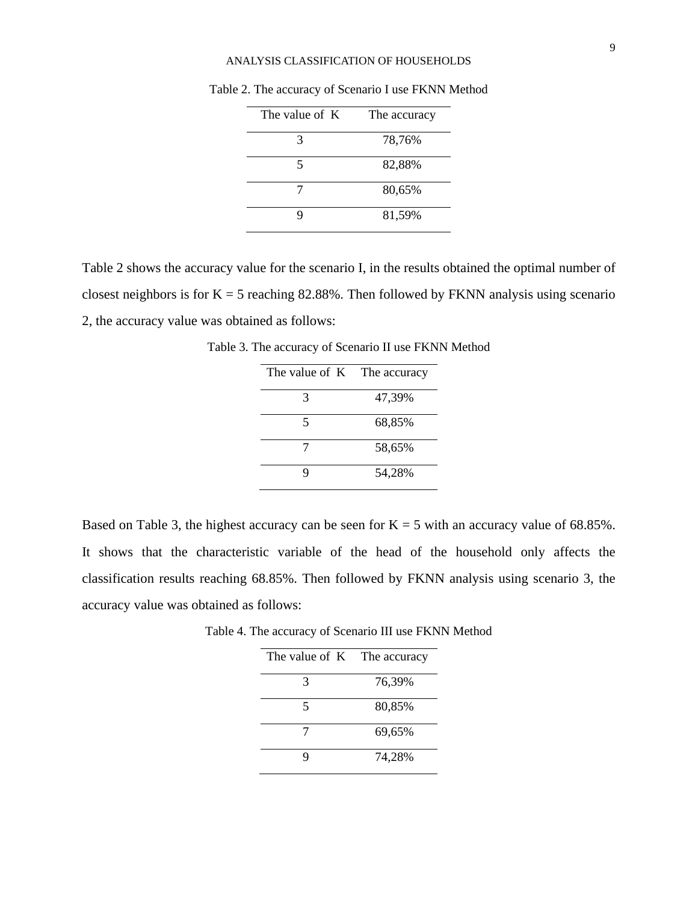Table 2. The accuracy of Scenario I use FKNN Method

| The value of K | The accuracy |
|---|---|
| 3 | 78,76% |
| 5 | 82,88% |
| 7 | 80,65% |
| 9 | 81,59% |

Table 2 shows the accuracy value for the scenario I, in the results obtained the optimal number of closest neighbors is for K = 5 reaching 82.88%. Then followed by FKNN analysis using scenario 2, the accuracy value was obtained as follows:

Table 3. The accuracy of Scenario II use FKNN Method

| The value of K | The accuracy |
|---|---|
| 3 | 47,39% |
| 5 | 68,85% |
| 7 | 58,65% |
| 9 | 54,28% |

Based on Table 3, the highest accuracy can be seen for K = 5 with an accuracy value of 68.85%. It shows that the characteristic variable of the head of the household only affects the classification results reaching 68.85%. Then followed by FKNN analysis using scenario 3, the accuracy value was obtained as follows:

Table 4. The accuracy of Scenario III use FKNN Method

| The value of K | The accuracy |
|---|---|
| 3 | 76,39% |
| 5 | 80,85% |
| 7 | 69,65% |
| 9 | 74,28% |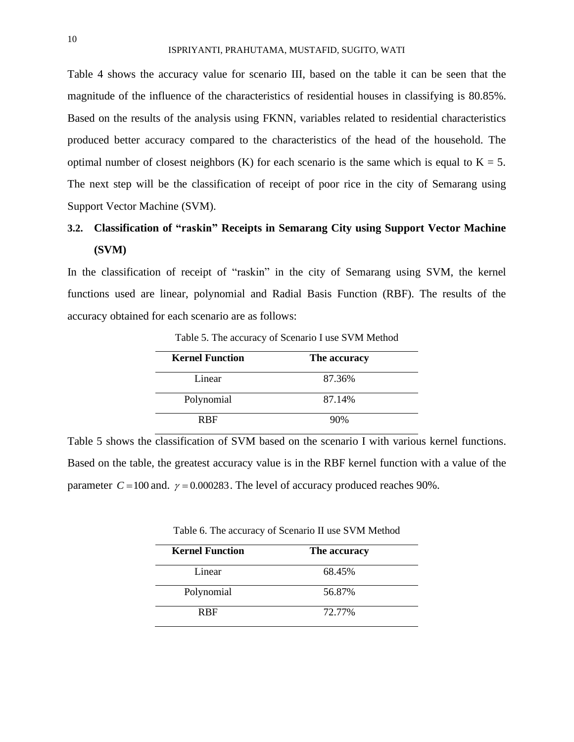Table 4 shows the accuracy value for scenario III, based on the table it can be seen that the magnitude of the influence of the characteristics of residential houses in classifying is 80.85%. Based on the results of the analysis using FKNN, variables related to residential characteristics produced better accuracy compared to the characteristics of the head of the household. The optimal number of closest neighbors (K) for each scenario is the same which is equal to K = 5. The next step will be the classification of receipt of poor rice in the city of Semarang using Support Vector Machine (SVM).

### 3.2. Classification of "raskin" Receipts in Semarang City using Support Vector Machine (SVM)

In the classification of receipt of "raskin" in the city of Semarang using SVM, the kernel functions used are linear, polynomial and Radial Basis Function (RBF). The results of the accuracy obtained for each scenario are as follows:

Table 5. The accuracy of Scenario I use SVM Method

| Kernel Function | The accuracy |
|---|---|
| Linear | 87.36% |
| Polynomial | 87.14% |
| RBF | 90% |

Table 5 shows the classification of SVM based on the scenario I with various kernel functions. Based on the table, the greatest accuracy value is in the RBF kernel function with a value of the parameter $C = 100$ and. $\gamma = 0.000283$. The level of accuracy produced reaches 90%.

Table 6. The accuracy of Scenario II use SVM Method

| Kernel Function | The accuracy |
|---|---|
| Linear | 68.45% |
| Polynomial | 56.87% |
| RBF | 72.77% |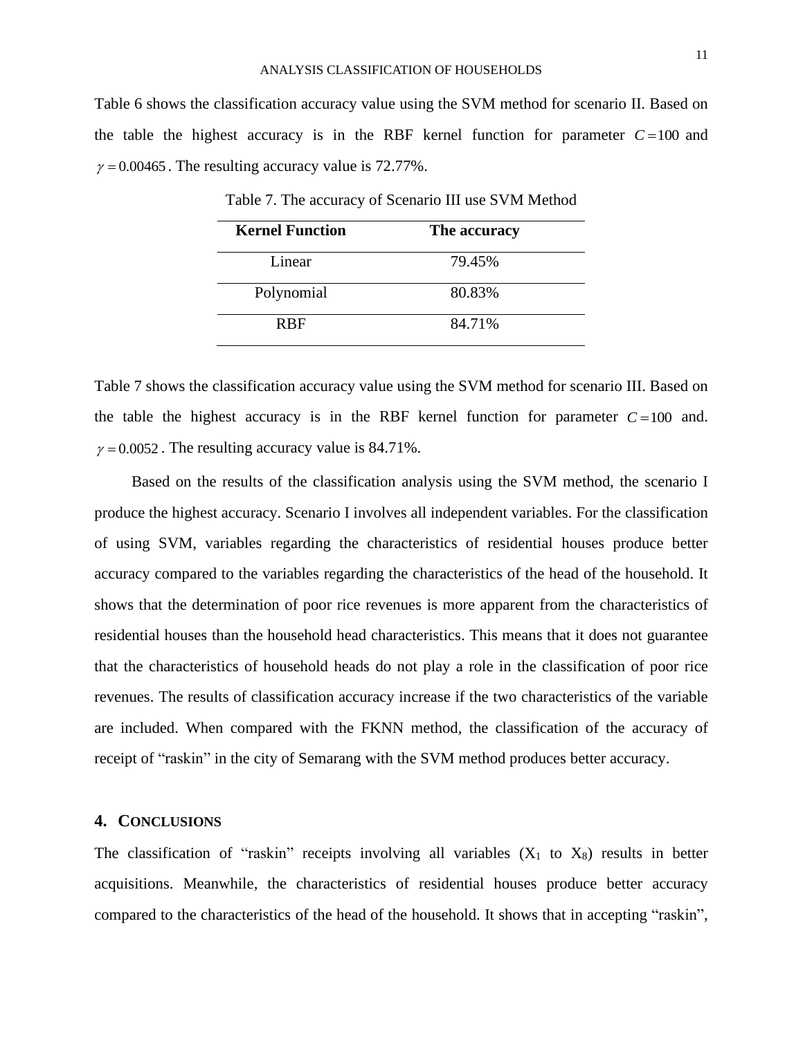Table 6 shows the classification accuracy value using the SVM method for scenario II. Based on the table the highest accuracy is in the RBF kernel function for parameter $C = 100$ and $\gamma = 0.00465$. The resulting accuracy value is 72.77%.

Table 7. The accuracy of Scenario III use SVM Method

| **Kernel Function** | **The accuracy** |
|---|---|
| Linear | 79.45% |
| Polynomial | 80.83% |
| RBF | 84.71% |

Table 7 shows the classification accuracy value using the SVM method for scenario III. Based on the table the highest accuracy is in the RBF kernel function for parameter $C = 100$ and. $\gamma = 0.0052$. The resulting accuracy value is 84.71%.

Based on the results of the classification analysis using the SVM method, the scenario I produce the highest accuracy. Scenario I involves all independent variables. For the classification of using SVM, variables regarding the characteristics of residential houses produce better accuracy compared to the variables regarding the characteristics of the head of the household. It shows that the determination of poor rice revenues is more apparent from the characteristics of residential houses than the household head characteristics. This means that it does not guarantee that the characteristics of household heads do not play a role in the classification of poor rice revenues. The results of classification accuracy increase if the two characteristics of the variable are included. When compared with the FKNN method, the classification of the accuracy of receipt of "raskin" in the city of Semarang with the SVM method produces better accuracy.

## 4. CONCLUSIONS

The classification of "raskin" receipts involving all variables ($X_1$ to $X_8$) results in better acquisitions. Meanwhile, the characteristics of residential houses produce better accuracy compared to the characteristics of the head of the household. It shows that in accepting "raskin",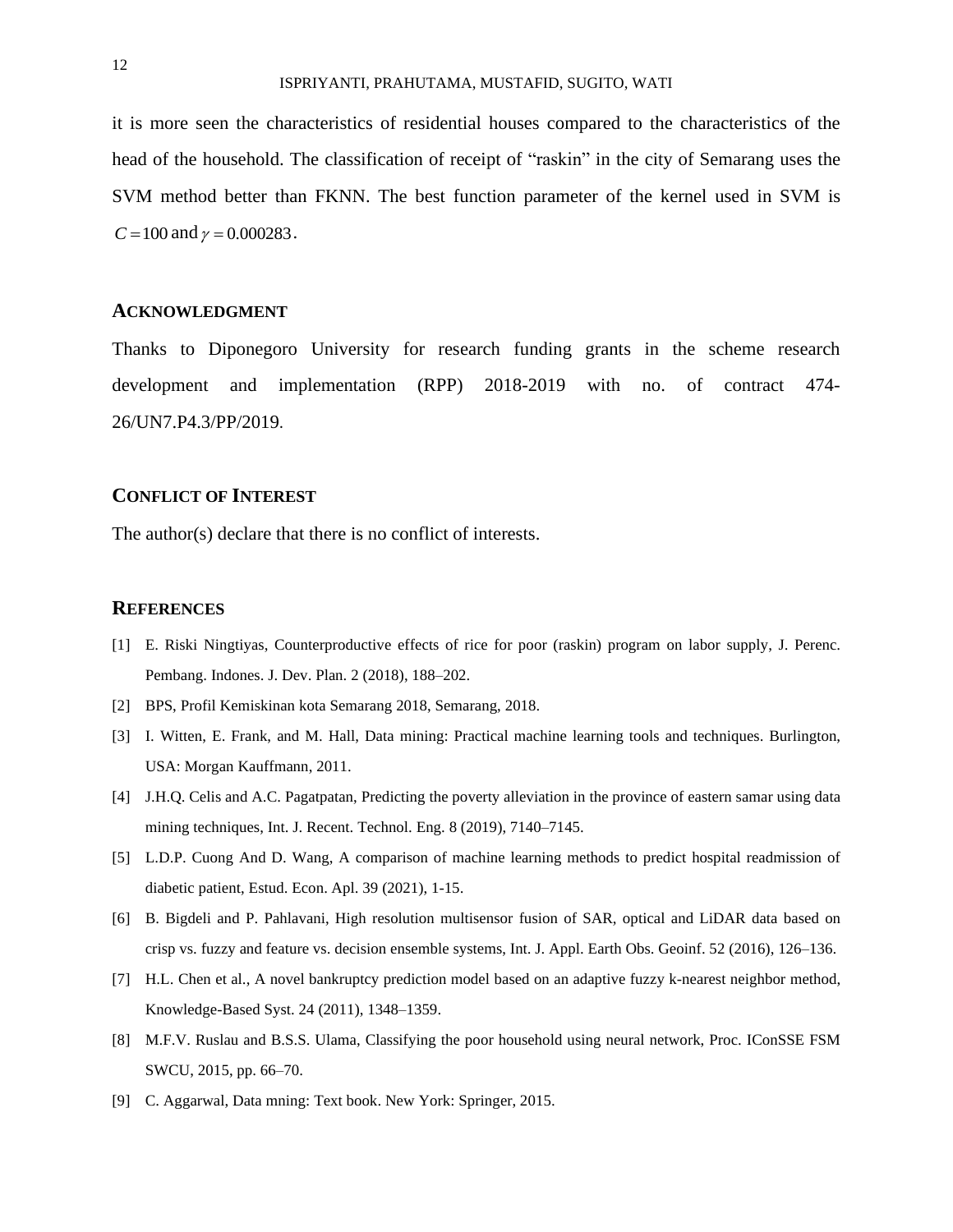it is more seen the characteristics of residential houses compared to the characteristics of the head of the household. The classification of receipt of “raskin” in the city of Semarang uses the SVM method better than FKNN. The best function parameter of the kernel used in SVM is $C = 100$ and $\gamma = 0.000283$.

## ACKNOWLEDGMENT

Thanks to Diponegoro University for research funding grants in the scheme research development and implementation (RPP) 2018-2019 with no. of contract 474-26/UN7.P4.3/PP/2019.

## CONFLICT OF INTEREST

The author(s) declare that there is no conflict of interests.

## REFERENCES

[1] E. Riski Ningtiyas, Counterproductive effects of rice for poor (raskin) program on labor supply, J. Perenc. Pembang. Indones. J. Dev. Plan. 2 (2018), 188–202.

[2] BPS, Profil Kemiskinan kota Semarang 2018, Semarang, 2018.

[3] I. Witten, E. Frank, and M. Hall, Data mining: Practical machine learning tools and techniques. Burlington, USA: Morgan Kauffmann, 2011.

[4] J.H.Q. Celis and A.C. Pagatpatan, Predicting the poverty alleviation in the province of eastern samar using data mining techniques, Int. J. Recent. Technol. Eng. 8 (2019), 7140–7145.

[5] L.D.P. Cuong And D. Wang, A comparison of machine learning methods to predict hospital readmission of diabetic patient, Estud. Econ. Apl. 39 (2021), 1-15.

[6] B. Bigdeli and P. Pahlavani, High resolution multisensor fusion of SAR, optical and LiDAR data based on crisp vs. fuzzy and feature vs. decision ensemble systems, Int. J. Appl. Earth Obs. Geoinf. 52 (2016), 126–136.

[7] H.L. Chen et al., A novel bankruptcy prediction model based on an adaptive fuzzy k-nearest neighbor method, Knowledge-Based Syst. 24 (2011), 1348–1359.

[8] M.F.V. Ruslau and B.S.S. Ulama, Classifying the poor household using neural network, Proc. IConSSE FSM SWCU, 2015, pp. 66–70.

[9] C. Aggarwal, Data mning: Text book. New York: Springer, 2015.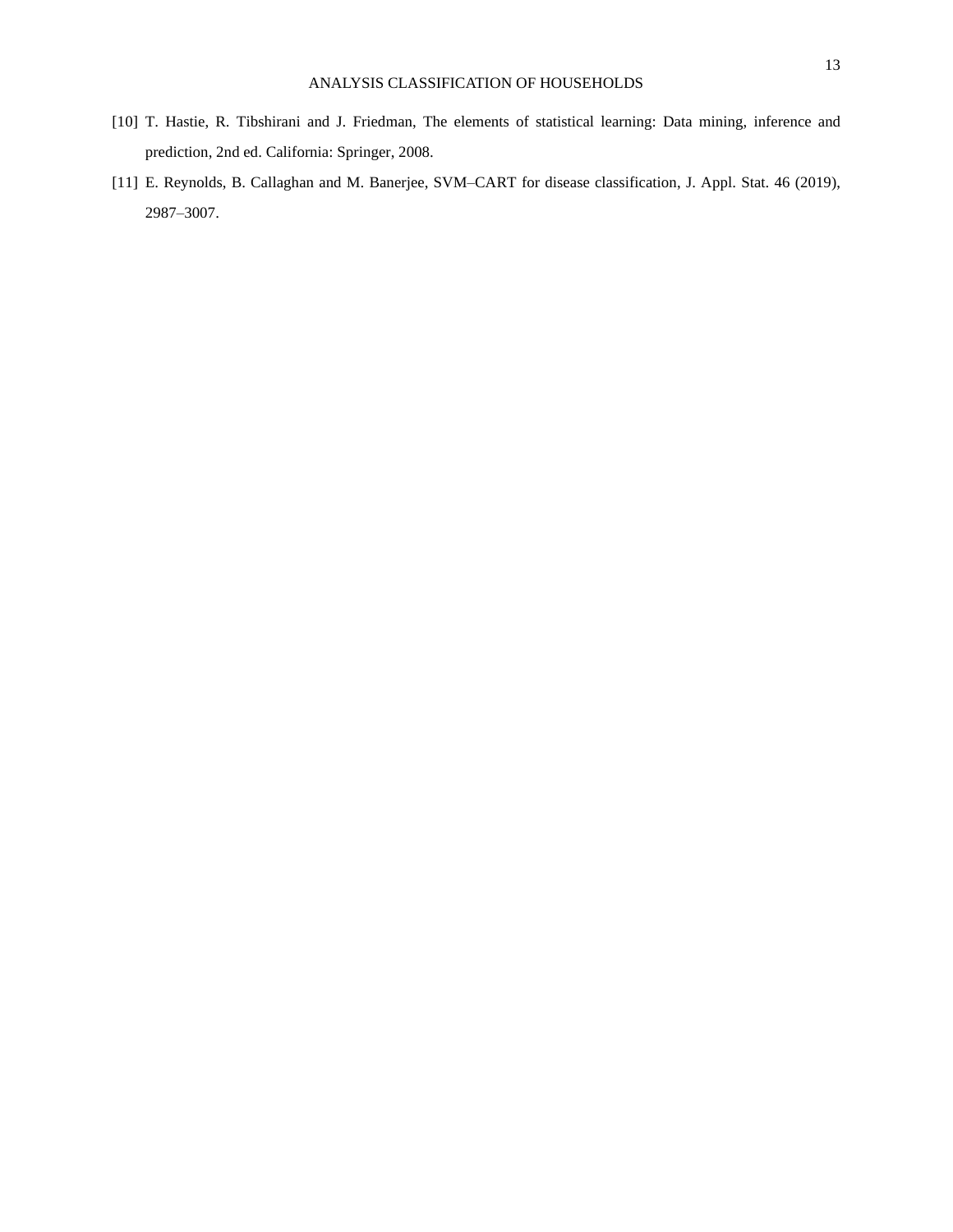[10] T. Hastie, R. Tibshirani and J. Friedman, The elements of statistical learning: Data mining, inference and prediction, 2nd ed. California: Springer, 2008.

[11] E. Reynolds, B. Callaghan and M. Banerjee, SVM–CART for disease classification, J. Appl. Stat. 46 (2019), 2987–3007.